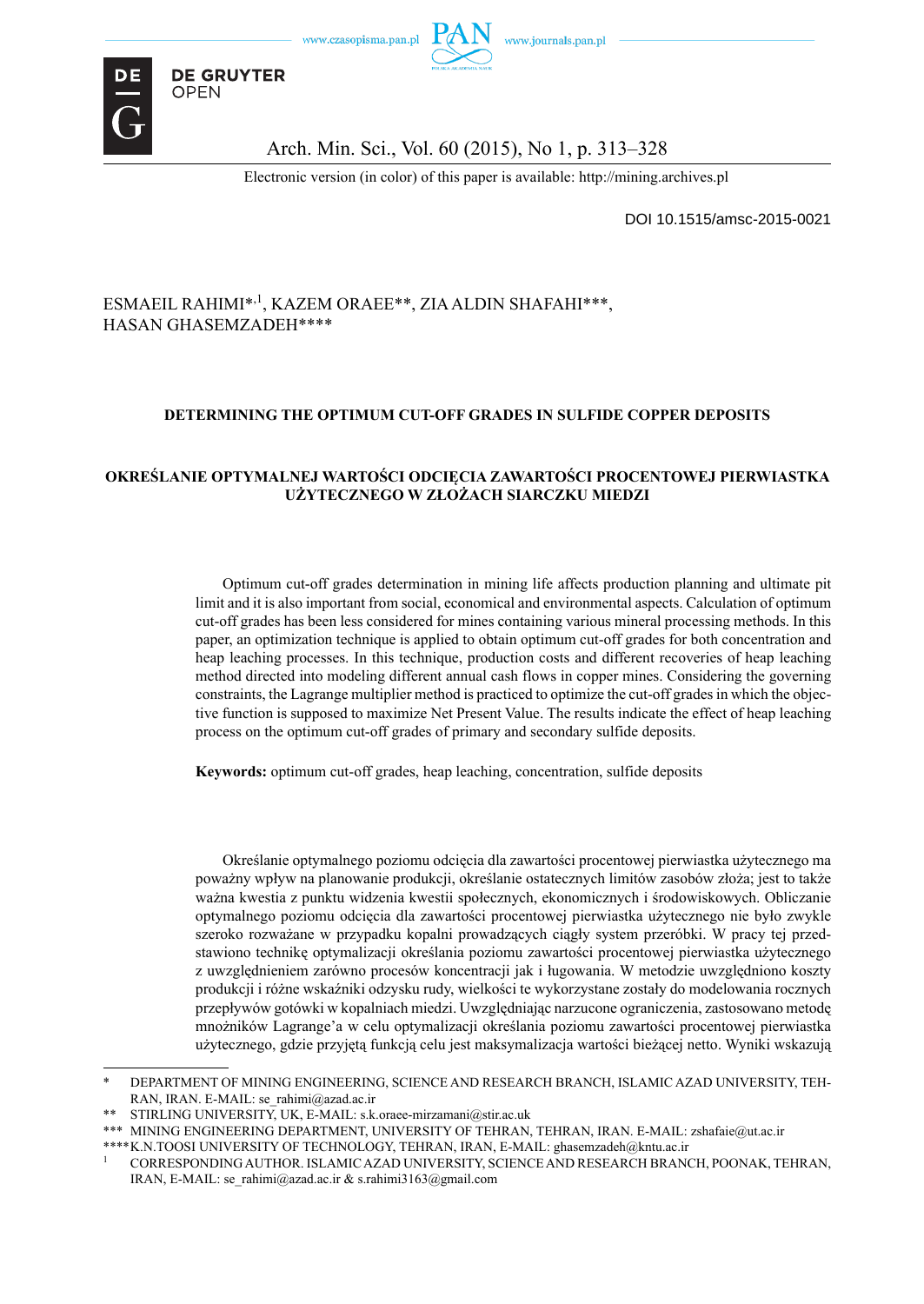DOI 10.1515/amsc-2015-0021

ESMAEIL RAHIMI*[,1], KAZEM ORAEE**, ZIA ALDIN SHAFAHI***, HASAN GHASEMZADEH****

# DETERMINING THE OPTIMUM CUT-OFF GRADES IN SULFIDE COPPER DEPOSITS

# OKREŚLANIE OPTYMALNEJ WARTOŚCI ODCIĘCIA ZAWARTOŚCI PROCENTOWEJ PIERWIASTKA UŻYTECZNEGO W ZŁOŻACH SIARCZKU MIEDZI

Optimum cut-off grades determination in mining life affects production planning and ultimate pit limit and it is also important from social, economical and environmental aspects. Calculation of optimum cut-off grades has been less considered for mines containing various mineral processing methods. In this paper, an optimization technique is applied to obtain optimum cut-off grades for both concentration and heap leaching processes. In this technique, production costs and different recoveries of heap leaching method directed into modeling different annual cash flows in copper mines. Considering the governing constraints, the Lagrange multiplier method is practiced to optimize the cut-off grades in which the objective function is supposed to maximize Net Present Value. The results indicate the effect of heap leaching process on the optimum cut-off grades of primary and secondary sulfide deposits.

**Keywords:** optimum cut-off grades, heap leaching, concentration, sulfide deposits

Określanie optymalnego poziomu odcięcia dla zawartości procentowej pierwiastka użytecznego ma poważny wpływ na planowanie produkcji, określanie ostatecznych limitów zasobów złoża; jest to także ważna kwestia z punktu widzenia kwestii społecznych, ekonomicznych i środowiskowych. Obliczanie optymalnego poziomu odcięcia dla zawartości procentowej pierwiastka użytecznego nie było zwykle szeroko rozważane w przypadku kopalni prowadzących ciągły system przeróbki. W pracy tej przedstawiono technikę optymalizacji określania poziomu zawartości procentowej pierwiastka użytecznego z uwzględnieniem zarówno procesów koncentracji jak i ługowania. W metodzie uwzględniono koszty produkcji i różne wskaźniki odzysku rudy, wielkości te wykorzystane zostały do modelowania rocznych przepływów gotówki w kopalniach miedzi. Uwzględniając narzucone ograniczenia, zastosowano metodę mnożników Lagrange'a w celu optymalizacji określania poziomu zawartości procentowej pierwiastka użytecznego, gdzie przyjętą funkcją celu jest maksymalizacja wartości bieżącej netto. Wyniki wskazują

---

\* DEPARTMENT OF MINING ENGINEERING, SCIENCE AND RESEARCH BRANCH, ISLAMIC AZAD UNIVERSITY, TEHRAN, IRAN. E-MAIL: se_rahimi@azad.ac.ir

\*\* STIRLING UNIVERSITY, UK, E-MAIL: s.k.oraee-mirzamani@stir.ac.uk

\*\*\* MINING ENGINEERING DEPARTMENT, UNIVERSITY OF TEHRAN, TEHRAN, IRAN. E-MAIL: zshafaie@ut.ac.ir

\*\*\*\* K.N.TOOSI UNIVERSITY OF TECHNOLOGY, TEHRAN, IRAN, E-MAIL: ghasemzadeh@kntu.ac.ir

[1] CORRESPONDING AUTHOR. ISLAMIC AZAD UNIVERSITY, SCIENCE AND RESEARCH BRANCH, POONAK, TEHRAN, IRAN, E-MAIL: se_rahimi@azad.ac.ir & s.rahimi3163@gmail.com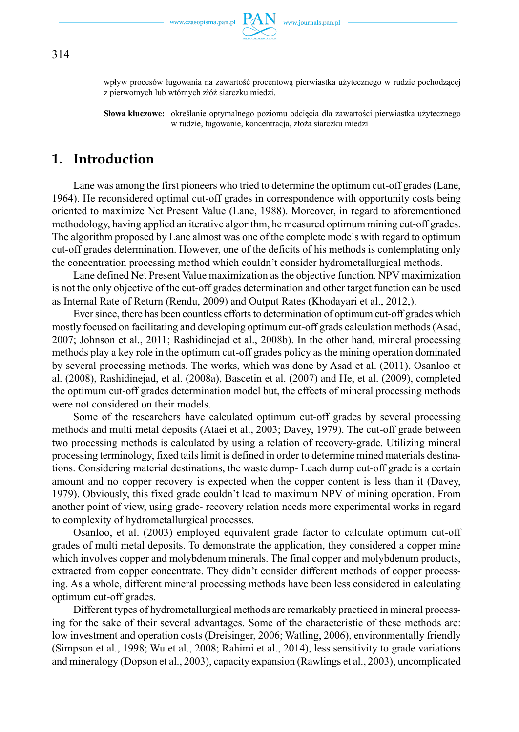wpływ procesów ługowania na zawartość procentową pierwiastka użytecznego w rudzie pochodzącej z pierwotnych lub wtórnych złóż siarczku miedzi.

**Słowa kluczowe:** określanie optymalnego poziomu odcięcia dla zawartości pierwiastka użytecznego w rudzie, ługowanie, koncentracja, złoża siarczku miedzi

## 1. Introduction

Lane was among the first pioneers who tried to determine the optimum cut-off grades (Lane, 1964). He reconsidered optimal cut-off grades in correspondence with opportunity costs being oriented to maximize Net Present Value (Lane, 1988). Moreover, in regard to aforementioned methodology, having applied an iterative algorithm, he measured optimum mining cut-off grades. The algorithm proposed by Lane almost was one of the complete models with regard to optimum cut-off grades determination. However, one of the deficits of his methods is contemplating only the concentration processing method which couldn't consider hydrometallurgical methods.

Lane defined Net Present Value maximization as the objective function. NPV maximization is not the only objective of the cut-off grades determination and other target function can be used as Internal Rate of Return (Rendu, 2009) and Output Rates (Khodayari et al., 2012,).

Ever since, there has been countless efforts to determination of optimum cut-off grades which mostly focused on facilitating and developing optimum cut-off grads calculation methods (Asad, 2007; Johnson et al., 2011; Rashidinejad et al., 2008b). In the other hand, mineral processing methods play a key role in the optimum cut-off grades policy as the mining operation dominated by several processing methods. The works, which was done by Asad et al. (2011), Osanloo et al. (2008), Rashidinejad, et al. (2008a), Bascetin et al. (2007) and He, et al. (2009), completed the optimum cut-off grades determination model but, the effects of mineral processing methods were not considered on their models.

Some of the researchers have calculated optimum cut-off grades by several processing methods and multi metal deposits (Ataei et al., 2003; Davey, 1979). The cut-off grade between two processing methods is calculated by using a relation of recovery-grade. Utilizing mineral processing terminology, fixed tails limit is defined in order to determine mined materials destinations. Considering material destinations, the waste dump- Leach dump cut-off grade is a certain amount and no copper recovery is expected when the copper content is less than it (Davey, 1979). Obviously, this fixed grade couldn't lead to maximum NPV of mining operation. From another point of view, using grade- recovery relation needs more experimental works in regard to complexity of hydrometallurgical processes.

Osanloo, et al. (2003) employed equivalent grade factor to calculate optimum cut-off grades of multi metal deposits. To demonstrate the application, they considered a copper mine which involves copper and molybdenum minerals. The final copper and molybdenum products, extracted from copper concentrate. They didn't consider different methods of copper processing. As a whole, different mineral processing methods have been less considered in calculating optimum cut-off grades.

Different types of hydrometallurgical methods are remarkably practiced in mineral processing for the sake of their several advantages. Some of the characteristic of these methods are: low investment and operation costs (Dreisinger, 2006; Watling, 2006), environmentally friendly (Simpson et al., 1998; Wu et al., 2008; Rahimi et al., 2014), less sensitivity to grade variations and mineralogy (Dopson et al., 2003), capacity expansion (Rawlings et al., 2003), uncomplicated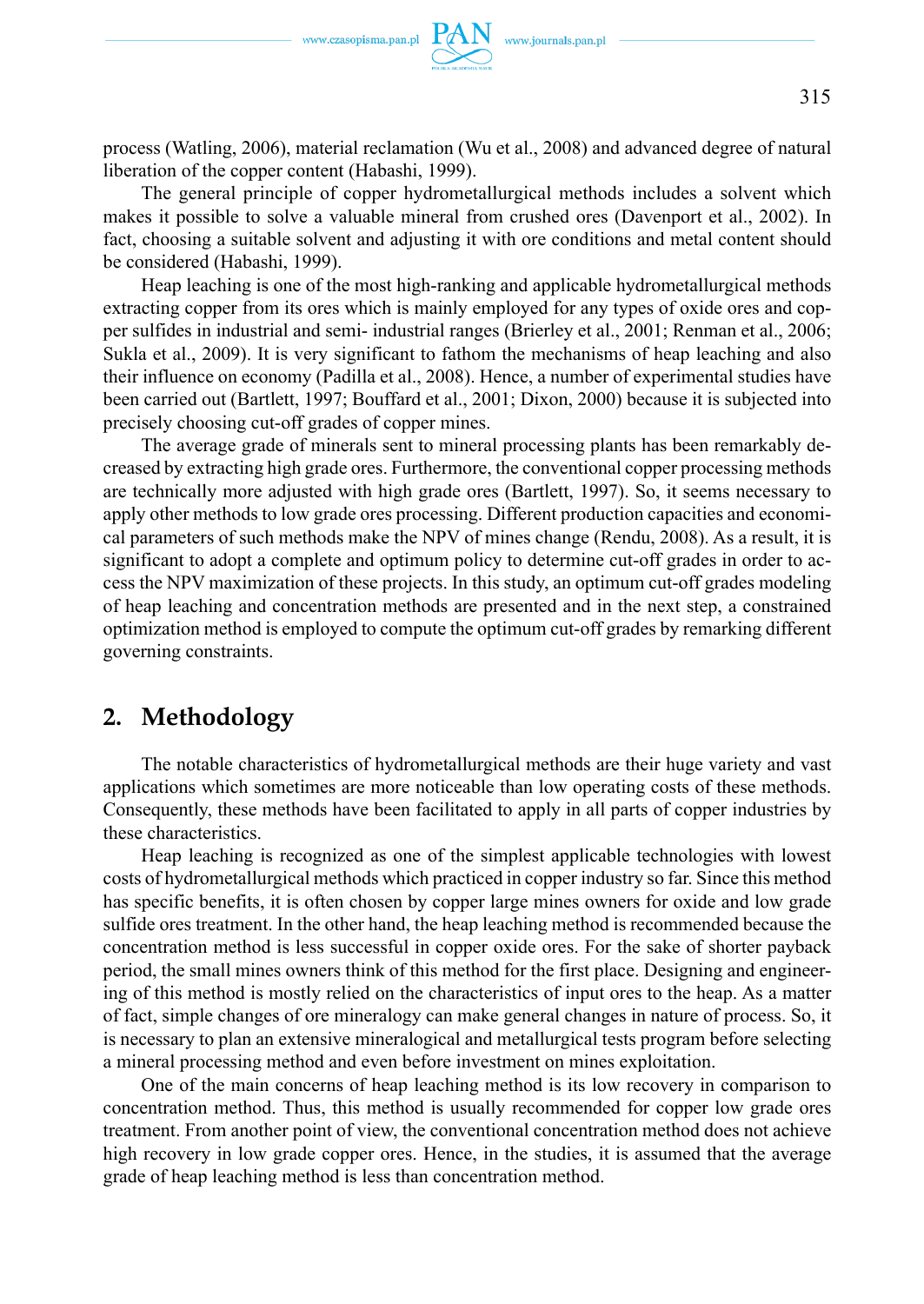process (Watling, 2006), material reclamation (Wu et al., 2008) and advanced degree of natural liberation of the copper content (Habashi, 1999).

The general principle of copper hydrometallurgical methods includes a solvent which makes it possible to solve a valuable mineral from crushed ores (Davenport et al., 2002). In fact, choosing a suitable solvent and adjusting it with ore conditions and metal content should be considered (Habashi, 1999).

Heap leaching is one of the most high-ranking and applicable hydrometallurgical methods extracting copper from its ores which is mainly employed for any types of oxide ores and copper sulfides in industrial and semi- industrial ranges (Brierley et al., 2001; Renman et al., 2006; Sukla et al., 2009). It is very significant to fathom the mechanisms of heap leaching and also their influence on economy (Padilla et al., 2008). Hence, a number of experimental studies have been carried out (Bartlett, 1997; Bouffard et al., 2001; Dixon, 2000) because it is subjected into precisely choosing cut-off grades of copper mines.

The average grade of minerals sent to mineral processing plants has been remarkably decreased by extracting high grade ores. Furthermore, the conventional copper processing methods are technically more adjusted with high grade ores (Bartlett, 1997). So, it seems necessary to apply other methods to low grade ores processing. Different production capacities and economical parameters of such methods make the NPV of mines change (Rendu, 2008). As a result, it is significant to adopt a complete and optimum policy to determine cut-off grades in order to access the NPV maximization of these projects. In this study, an optimum cut-off grades modeling of heap leaching and concentration methods are presented and in the next step, a constrained optimization method is employed to compute the optimum cut-off grades by remarking different governing constraints.

## 2. Methodology

The notable characteristics of hydrometallurgical methods are their huge variety and vast applications which sometimes are more noticeable than low operating costs of these methods. Consequently, these methods have been facilitated to apply in all parts of copper industries by these characteristics.

Heap leaching is recognized as one of the simplest applicable technologies with lowest costs of hydrometallurgical methods which practiced in copper industry so far. Since this method has specific benefits, it is often chosen by copper large mines owners for oxide and low grade sulfide ores treatment. In the other hand, the heap leaching method is recommended because the concentration method is less successful in copper oxide ores. For the sake of shorter payback period, the small mines owners think of this method for the first place. Designing and engineering of this method is mostly relied on the characteristics of input ores to the heap. As a matter of fact, simple changes of ore mineralogy can make general changes in nature of process. So, it is necessary to plan an extensive mineralogical and metallurgical tests program before selecting a mineral processing method and even before investment on mines exploitation.

One of the main concerns of heap leaching method is its low recovery in comparison to concentration method. Thus, this method is usually recommended for copper low grade ores treatment. From another point of view, the conventional concentration method does not achieve high recovery in low grade copper ores. Hence, in the studies, it is assumed that the average grade of heap leaching method is less than concentration method.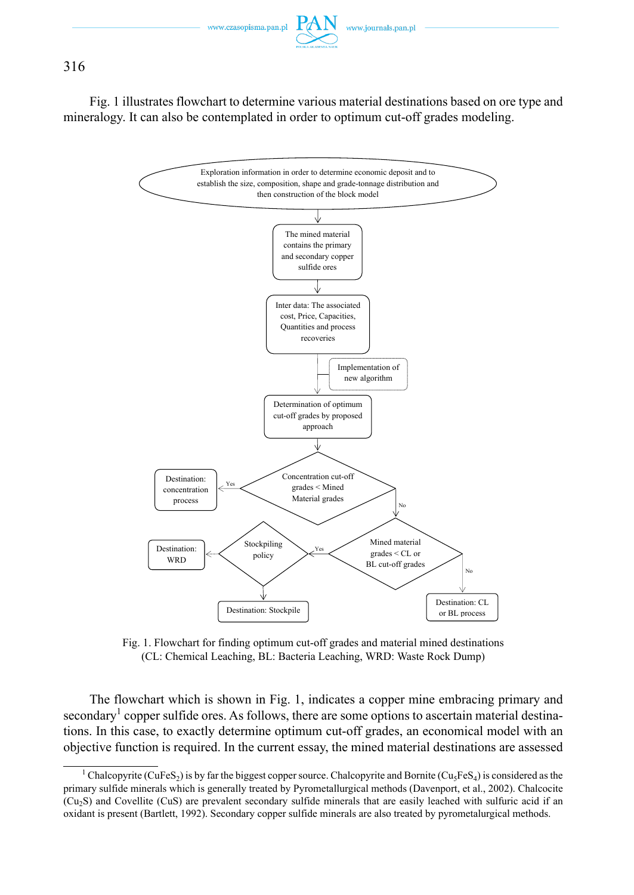Fig. 1 illustrates flowchart to determine various material destinations based on ore type and mineralogy. It can also be contemplated in order to optimum cut-off grades modeling.

Exploration information in order to determine economic deposit and to establish the size, composition, shape and grade-tonnage distribution and then construction of the block model

The mined material contains the primary and secondary copper sulfide ores

Inter data: The associated cost, Price, Capacities, Quantities and process recoveries

Implementation of new algorithm

Determination of optimum cut-off grades by proposed approach

Concentration cut-off grades < Mined Material grades

Yes

Destination: concentration process

No

Mined material grades < CL or BL cut-off grades

Yes

Stockpiling policy

Destination: WRD

Destination: Stockpile

No

Destination: CL or BL process

Fig. 1. Flowchart for finding optimum cut-off grades and material mined destinations (CL: Chemical Leaching, BL: Bacteria Leaching, WRD: Waste Rock Dump)

The flowchart which is shown in Fig. 1, indicates a copper mine embracing primary and secondary[1] copper sulfide ores. As follows, there are some options to ascertain material destinations. In this case, to exactly determine optimum cut-off grades, an economical model with an objective function is required. In the current essay, the mined material destinations are assessed

---

[1] Chalcopyrite ($CuFeS_2$) is by far the biggest copper source. Chalcopyrite and Bornite ($Cu_5FeS_4$) is considered as the primary sulfide minerals which is generally treated by Pyrometallurgical methods (Davenport, et al., 2002). Chalcocite ($Cu_2S$) and Covellite ($CuS$) are prevalent secondary sulfide minerals that are easily leached with sulfuric acid if an oxidant is present (Bartlett, 1992). Secondary copper sulfide minerals are also treated by pyrometalurgical methods.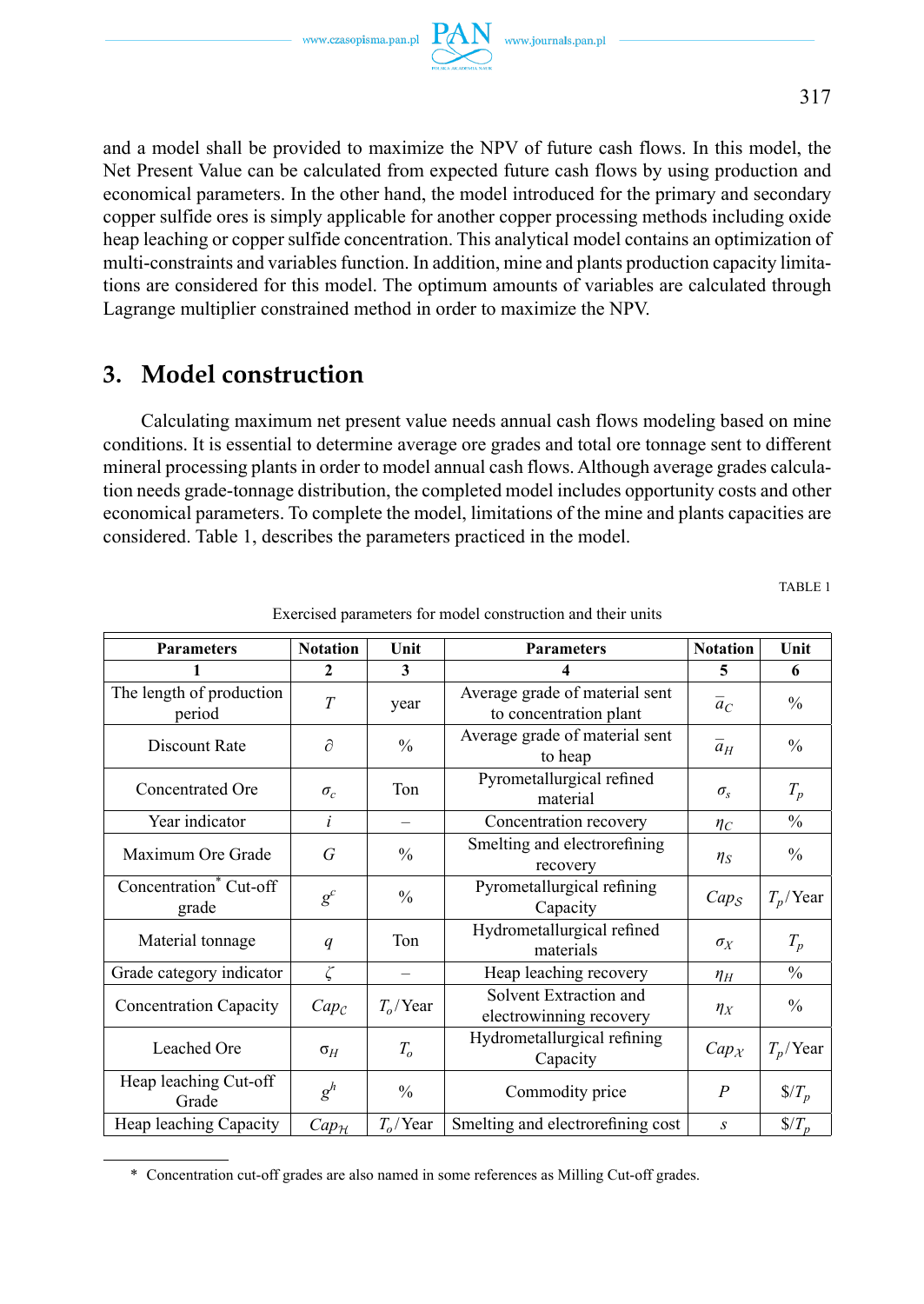and a model shall be provided to maximize the NPV of future cash flows. In this model, the Net Present Value can be calculated from expected future cash flows by using production and economical parameters. In the other hand, the model introduced for the primary and secondary copper sulfide ores is simply applicable for another copper processing methods including oxide heap leaching or copper sulfide concentration. This analytical model contains an optimization of multi-constraints and variables function. In addition, mine and plants production capacity limitations are considered for this model. The optimum amounts of variables are calculated through Lagrange multiplier constrained method in order to maximize the NPV.

## 3. Model construction

Calculating maximum net present value needs annual cash flows modeling based on mine conditions. It is essential to determine average ore grades and total ore tonnage sent to different mineral processing plants in order to model annual cash flows. Although average grades calculation needs grade-tonnage distribution, the completed model includes opportunity costs and other economical parameters. To complete the model, limitations of the mine and plants capacities are considered. Table 1, describes the parameters practiced in the model.

TABLE 1

Exercised parameters for model construction and their units

| Parameters | Notation | Unit | Parameters | Notation | Unit |
|---|---|---|---|---|---|
| 1 | 2 | 3 | 4 | 5 | 6 |
| The length of production period | $T$ | year | Average grade of material sent to concentration plant | $\bar{a}_C$ | % |
| Discount Rate | $\partial$ | % | Average grade of material sent to heap | $\bar{a}_H$ | % |
| Concentrated Ore | $\sigma_c$ | Ton | Pyrometallurgical refined material | $\sigma_s$ | $T_p$ |
| Year indicator | $i$ | – | Concentration recovery | $\eta_C$ | % |
| Maximum Ore Grade | $G$ | % | Smelting and electrorefining recovery | $\eta_S$ | % |
| Concentration* Cut-off grade | $g^c$ | % | Pyrometallurgical refining Capacity | $Cap_S$ | $T_p$/Year |
| Material tonnage | $q$ | Ton | Hydrometallurgical refined materials | $\sigma_X$ | $T_p$ |
| Grade category indicator | $\zeta$ | – | Heap leaching recovery | $\eta_H$ | % |
| Concentration Capacity | $Cap_C$ | $T_o$/Year | Solvent Extraction and electrowinning recovery | $\eta_X$ | % |
| Leached Ore | $\sigma_H$ | $T_o$ | Hydrometallurgical refining Capacity | $Cap_X$ | $T_p$/Year |
| Heap leaching Cut-off Grade | $g^h$ | % | Commodity price | $P$ | $/$T_p$ |
| Heap leaching Capacity | $Cap_{\mathcal{H}}$ | $T_o$/Year | Smelting and electrorefining cost | $s$ | $/$T_p$ |

\* Concentration cut-off grades are also named in some references as Milling Cut-off grades.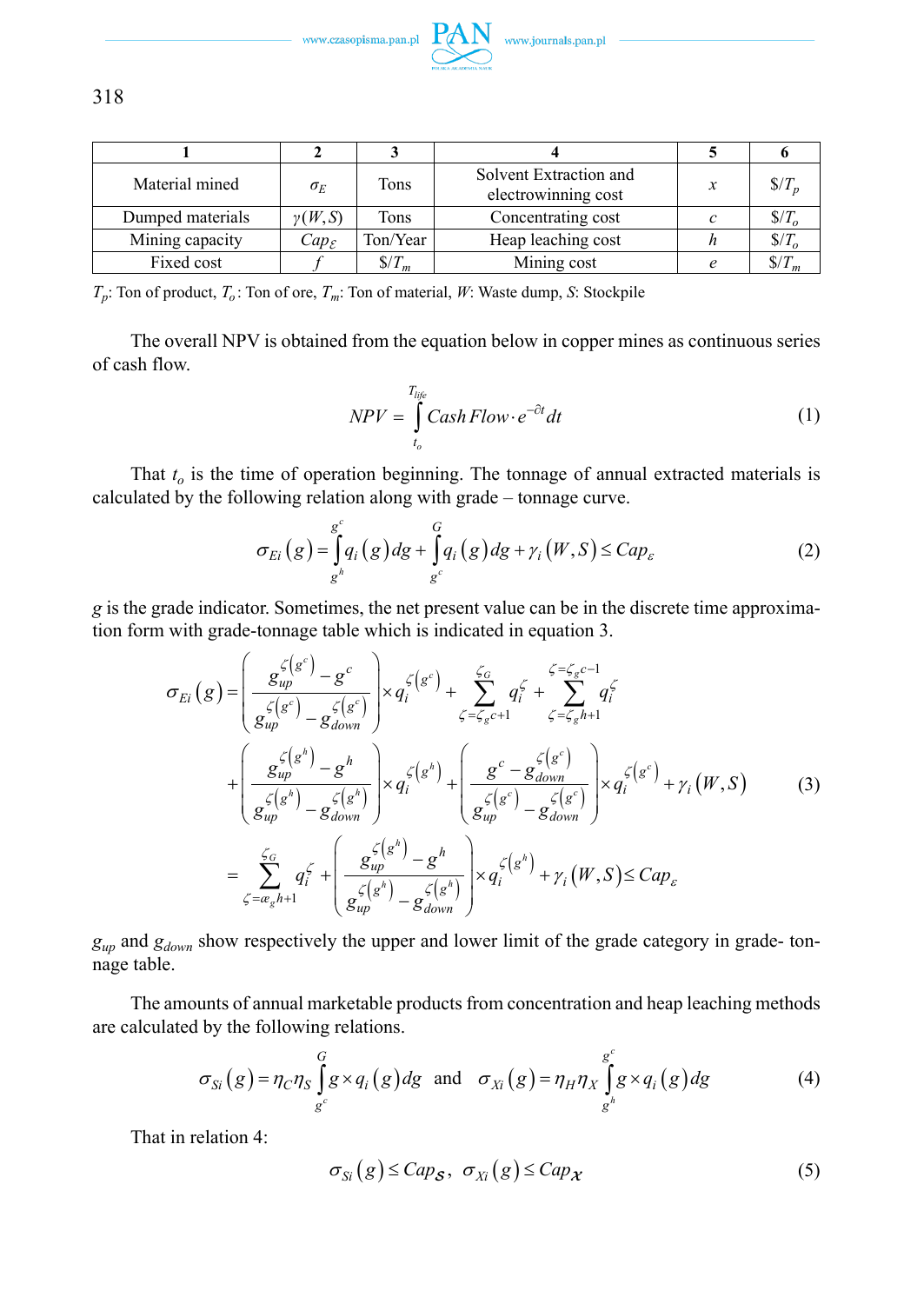| 1 | 2 | 3 | 4 | 5 | 6 |
|---|---|---|---|---|---|
| Material mined | $\sigma_E$ | Tons | Solvent Extraction and electrowinning cost | $x$ | $\$/T_p$ |
| Dumped materials | $\gamma(W,S)$ | Tons | Concentrating cost | $c$ | $\$/T_o$ |
| Mining capacity | $Cap_\varepsilon$ | Ton/Year | Heap leaching cost | $h$ | $\$/T_o$ |
| Fixed cost | $f$ | $\$/T_m$ | Mining cost | $e$ | $\$/T_m$ |

$T_p$: Ton of product, $T_o$: Ton of ore, $T_m$: Ton of material, $W$: Waste dump, $S$: Stockpile

The overall NPV is obtained from the equation below in copper mines as continuous series of cash flow.

$$NPV = \int_{t_o}^{T_{life}} Cash\,Flow \cdot e^{-\partial t} dt \tag{1}$$

That $t_o$ is the time of operation beginning. The tonnage of annual extracted materials is calculated by the following relation along with grade – tonnage curve.

$$\sigma_{Ei}(g) = \int_{g^h}^{g^c} q_i(g)\,dg + \int_{g^c}^{G} q_i(g)\,dg + \gamma_i(W,S) \le Cap_\varepsilon \tag{2}$$

$g$ is the grade indicator. Sometimes, the net present value can be in the discrete time approximation form with grade-tonnage table which is indicated in equation 3.

$$\begin{aligned}
\sigma_{Ei}(g) = {} & \left(\frac{g_{up}^{\zeta(g^c)} - g^c}{g_{up}^{\zeta(g^c)} - g_{down}^{\zeta(g^c)}}\right) \times q_i^{\zeta(g^c)} + \sum_{\zeta=\zeta_g c+1}^{\zeta_G} q_i^{\zeta} + \sum_{\zeta=\zeta_g h+1}^{\zeta=\zeta_g c-1} q_i^{\zeta} \\
& + \left(\frac{g_{up}^{\zeta(g^h)} - g^h}{g_{up}^{\zeta(g^h)} - g_{down}^{\zeta(g^h)}}\right) \times q_i^{\zeta(g^h)} + \left(\frac{g^c - g_{down}^{\zeta(g^c)}}{g_{up}^{\zeta(g^c)} - g_{down}^{\zeta(g^c)}}\right) \times q_i^{\zeta(g^c)} + \gamma_i(W,S) \\
= {} & \sum_{\zeta=\text{æ}_g h+1}^{\zeta_G} q_i^{\zeta} + \left(\frac{g_{up}^{\zeta(g^h)} - g^h}{g_{up}^{\zeta(g^h)} - g_{down}^{\zeta(g^h)}}\right) \times q_i^{\zeta(g^h)} + \gamma_i(W,S) \le Cap_\varepsilon
\end{aligned} \tag{3}$$

$g_{up}$ and $g_{down}$ show respectively the upper and lower limit of the grade category in grade- tonnage table.

The amounts of annual marketable products from concentration and heap leaching methods are calculated by the following relations.

$$\sigma_{Si}(g) = \eta_C \eta_S \int_{g^c}^{G} g \times q_i(g)\,dg \quad \text{and} \quad \sigma_{Xi}(g) = \eta_H \eta_X \int_{g^h}^{g^c} g \times q_i(g)\,dg \tag{4}$$

That in relation 4:

$$\sigma_{Si}(g) \le Cap_{\mathcal{S}}, \;\; \sigma_{Xi}(g) \le Cap_{\mathcal{X}} \tag{5}$$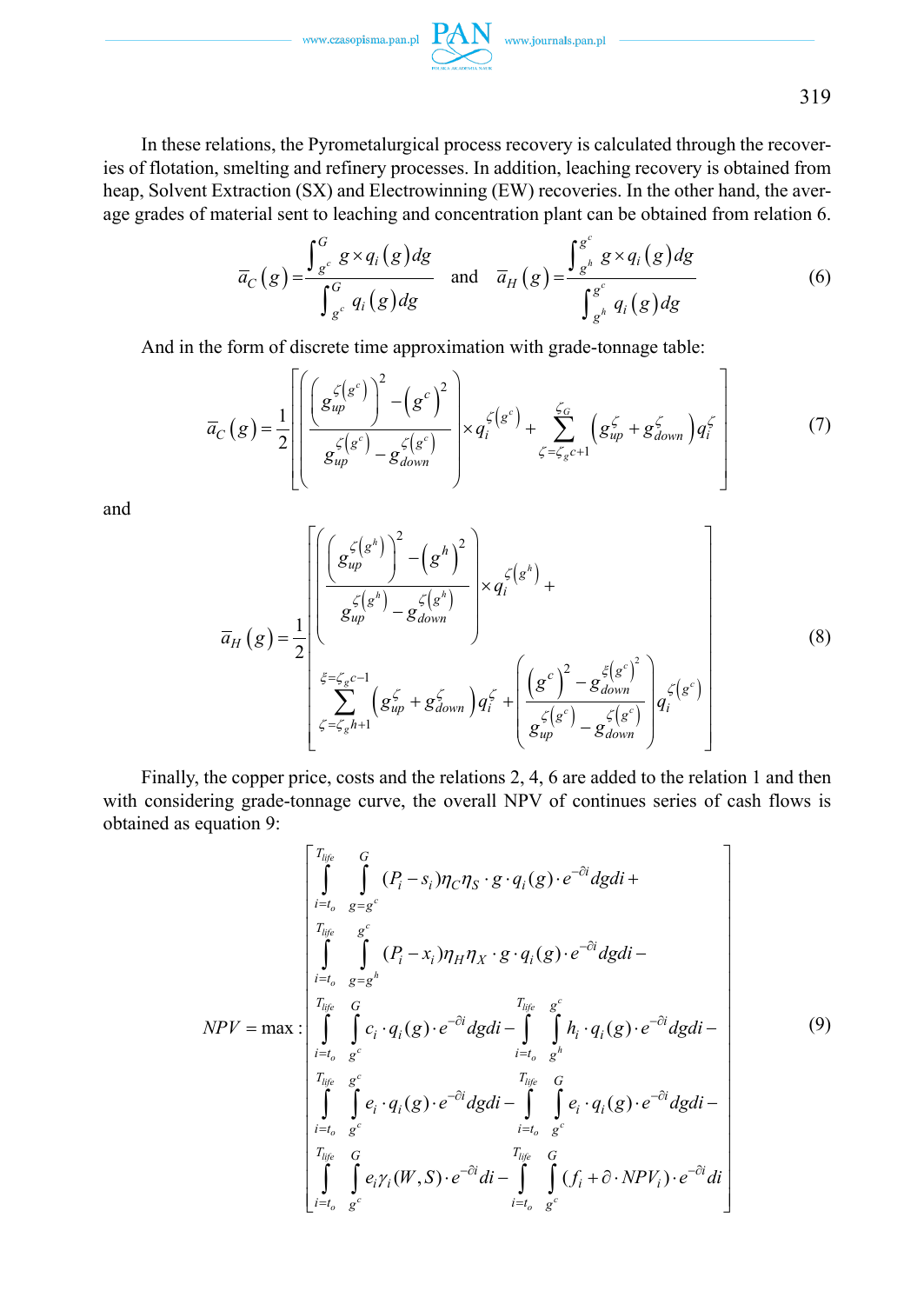In these relations, the Pyrometalurgical process recovery is calculated through the recoveries of flotation, smelting and refinery processes. In addition, leaching recovery is obtained from heap, Solvent Extraction (SX) and Electrowinning (EW) recoveries. In the other hand, the average grades of material sent to leaching and concentration plant can be obtained from relation 6.

$$\bar{a}_C(g) = \frac{\int_{g^c}^{G} g \times q_i(g)\,dg}{\int_{g^c}^{G} q_i(g)\,dg} \quad \text{and} \quad \bar{a}_H(g) = \frac{\int_{g^h}^{g^c} g \times q_i(g)\,dg}{\int_{g^h}^{g^c} q_i(g)\,dg} \tag{6}$$

And in the form of discrete time approximation with grade-tonnage table:

$$\bar{a}_C(g) = \frac{1}{2}\left[\left(\frac{\left(g_{up}^{\zeta(g^c)}\right)^2 - \left(g^c\right)^2}{g_{up}^{\zeta(g^c)} - g_{down}^{\zeta(g^c)}}\right) \times q_i^{\zeta(g^c)} + \sum_{\zeta=\zeta_g c+1}^{\zeta_G}\left(g_{up}^{\zeta} + g_{down}^{\zeta}\right) q_i^{\zeta}\right] \tag{7}$$

and

$$\bar{a}_H(g) = \frac{1}{2}\left[\begin{array}{l}\left(\dfrac{\left(g_{up}^{\zeta(g^h)}\right)^2 - \left(g^h\right)^2}{g_{up}^{\zeta(g^h)} - g_{down}^{\zeta(g^h)}}\right) \times q_i^{\zeta(g^h)} + \\ \displaystyle\sum_{\zeta=\zeta_g h+1}^{\xi=\zeta_g c-1}\left(g_{up}^{\zeta} + g_{down}^{\zeta}\right) q_i^{\zeta} + \left(\frac{\left(g^c\right)^2 - g_{down}^{\xi(g^c)^2}}{g_{up}^{\zeta(g^c)} - g_{down}^{\zeta(g^c)}}\right) q_i^{\zeta(g^c)}\end{array}\right] \tag{8}$$

Finally, the copper price, costs and the relations 2, 4, 6 are added to the relation 1 and then with considering grade-tonnage curve, the overall NPV of continues series of cash flows is obtained as equation 9:

$$NPV = \max : \left[\begin{array}{l}\displaystyle\int_{i=t_o}^{T_{life}} \int_{g=g^c}^{G} (P_i - s_i)\eta_C \eta_S \cdot g \cdot q_i(g) \cdot e^{-\partial i}\,dg\,di + \\ \displaystyle\int_{i=t_o}^{T_{life}} \int_{g=g^h}^{g^c} (P_i - x_i)\eta_H \eta_X \cdot g \cdot q_i(g) \cdot e^{-\partial i}\,dg\,di - \\ \displaystyle\int_{i=t_o}^{T_{life}} \int_{g^c}^{G} c_i \cdot q_i(g) \cdot e^{-\partial i}\,dg\,di - \int_{i=t_o}^{T_{life}} \int_{g^h}^{g^c} h_i \cdot q_i(g) \cdot e^{-\partial i}\,dg\,di - \\ \displaystyle\int_{i=t_o}^{T_{life}} \int_{g^c}^{g^c} e_i \cdot q_i(g) \cdot e^{-\partial i}\,dg\,di - \int_{i=t_o}^{T_{life}} \int_{g^c}^{G} e_i \cdot q_i(g) \cdot e^{-\partial i}\,dg\,di - \\ \displaystyle\int_{i=t_o}^{T_{life}} \int_{g^c}^{G} e_i \gamma_i(W,S) \cdot e^{-\partial i}\,di - \int_{i=t_o}^{T_{life}} \int_{g^c}^{G} (f_i + \partial \cdot NPV_i) \cdot e^{-\partial i}\,di\end{array}\right] \tag{9}$$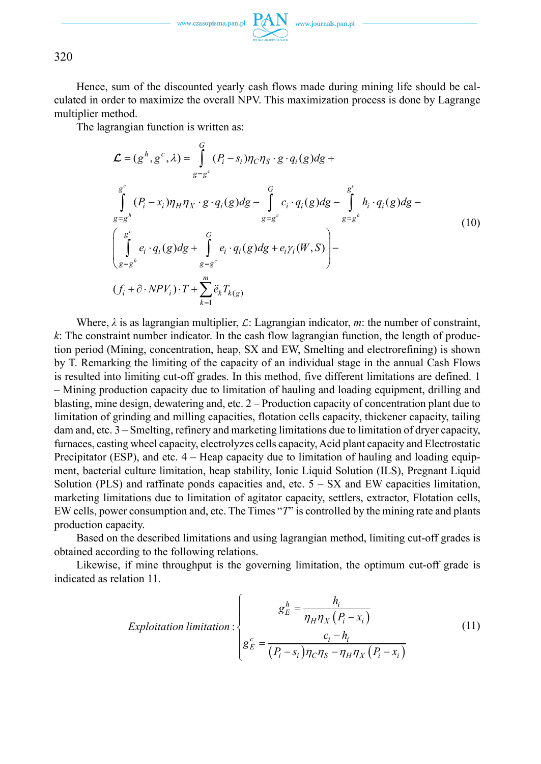Hence, sum of the discounted yearly cash flows made during mining life should be calculated in order to maximize the overall NPV. This maximization process is done by Lagrange multiplier method.

The lagrangian function is written as:

$$
\begin{aligned}
\mathcal{L} = (g^h, g^c, \lambda) = & \int_{g=g^c}^{G} (P_i - s_i)\eta_C \eta_S \cdot g \cdot q_i(g)dg + \\
& \int_{g=g^h}^{g^c} (P_i - x_i)\eta_H \eta_X \cdot g \cdot q_i(g)dg - \int_{g=g^c}^{G} c_i \cdot q_i(g)dg - \int_{g=g^h}^{g^c} h_i \cdot q_i(g)dg - \\
& \left( \int_{g=g^h}^{g^c} e_i \cdot q_i(g)dg + \int_{g=g^c}^{G} e_i \cdot q_i(g)dg + e_i \gamma_i(W,S) \right) - \\
& (f_i + \partial \cdot NPV_i) \cdot T + \sum_{k=1}^{m} \ddot{e}_k T_{k(g)}
\end{aligned}
\tag{10}
$$

Where, $\lambda$ is as lagrangian multiplier, $\mathcal{L}$: Lagrangian indicator, $m$: the number of constraint, $k$: The constraint number indicator. In the cash flow lagrangian function, the length of production period (Mining, concentration, heap, SX and EW, Smelting and electrorefining) is shown by T. Remarking the limiting of the capacity of an individual stage in the annual Cash Flows is resulted into limiting cut-off grades. In this method, five different limitations are defined. 1 – Mining production capacity due to limitation of hauling and loading equipment, drilling and blasting, mine design, dewatering and, etc. 2 – Production capacity of concentration plant due to limitation of grinding and milling capacities, flotation cells capacity, thickener capacity, tailing dam and, etc. 3 – Smelting, refinery and marketing limitations due to limitation of dryer capacity, furnaces, casting wheel capacity, electrolyzes cells capacity, Acid plant capacity and Electrostatic Precipitator (ESP), and etc. 4 – Heap capacity due to limitation of hauling and loading equipment, bacterial culture limitation, heap stability, Ionic Liquid Solution (ILS), Pregnant Liquid Solution (PLS) and raffinate ponds capacities and, etc. 5 – SX and EW capacities limitation, marketing limitations due to limitation of agitator capacity, settlers, extractor, Flotation cells, EW cells, power consumption and, etc. The Times "$T$" is controlled by the mining rate and plants production capacity.

Based on the described limitations and using lagrangian method, limiting cut-off grades is obtained according to the following relations.

Likewise, if mine throughput is the governing limitation, the optimum cut-off grade is indicated as relation 11.

$$
\textit{Exploitation limitation}: \begin{cases} g_E^h = \dfrac{h_i}{\eta_H \eta_X (P_i - x_i)} \\ g_E^c = \dfrac{c_i - h_i}{(P_i - s_i)\eta_C \eta_S - \eta_H \eta_X (P_i - x_i)} \end{cases}
\tag{11}
$$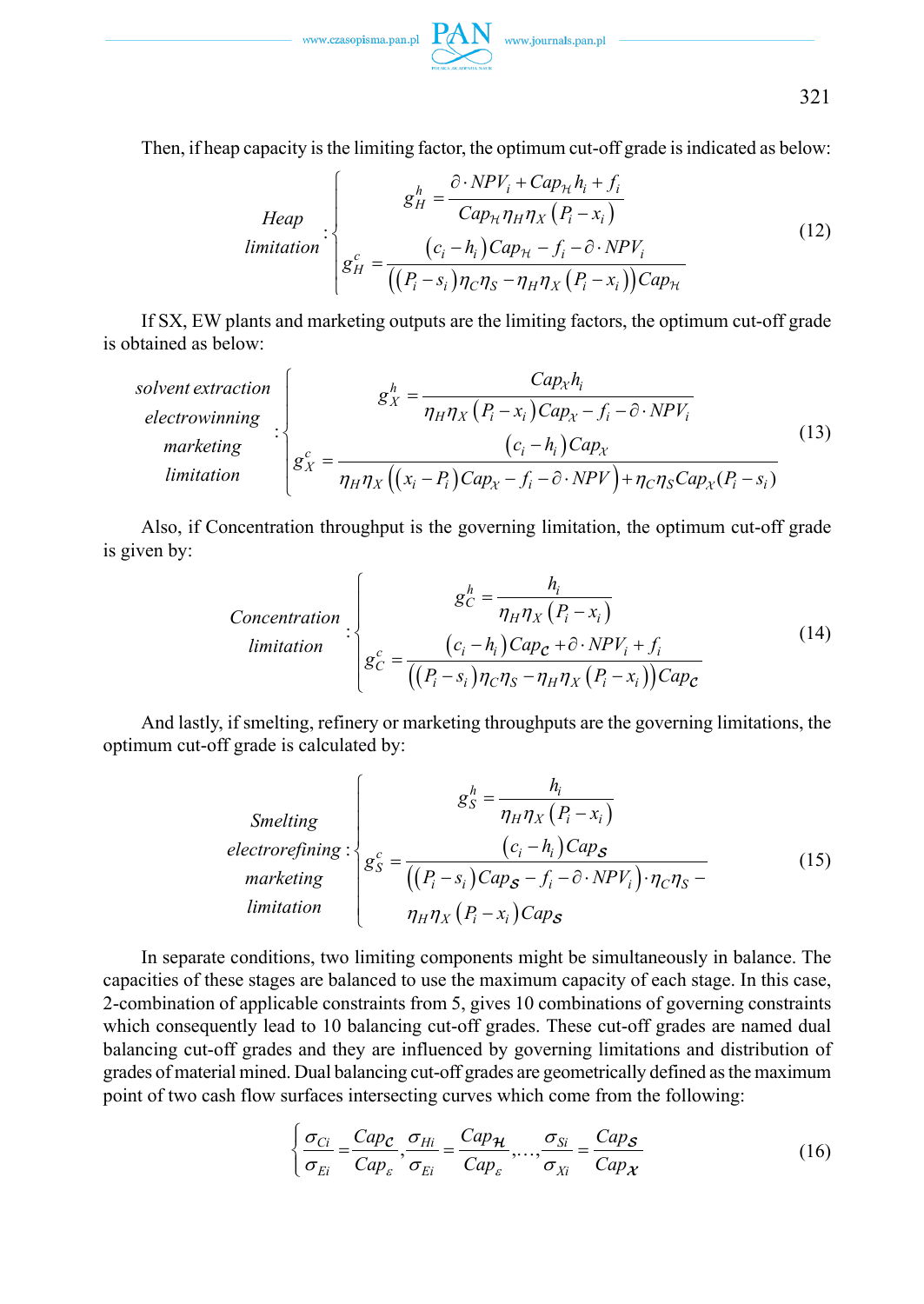Then, if heap capacity is the limiting factor, the optimum cut-off grade is indicated as below:

$$
\begin{array}{c} Heap \\ limitation \end{array} : \begin{cases} g_H^h = \dfrac{\partial \cdot NPV_i + Cap_{\mathcal{H}} h_i + f_i}{Cap_{\mathcal{H}} \eta_H \eta_X \left(P_i - x_i\right)} \\ g_H^c = \dfrac{\left(c_i - h_i\right) Cap_{\mathcal{H}} - f_i - \partial \cdot NPV_i}{\left(\left(P_i - s_i\right)\eta_C \eta_S - \eta_H \eta_X \left(P_i - x_i\right)\right) Cap_{\mathcal{H}}} \end{cases} \tag{12}
$$

If SX, EW plants and marketing outputs are the limiting factors, the optimum cut-off grade is obtained as below:

$$
\begin{array}{c} solvent\ extraction \\ electrowinning \\ marketing \\ limitation \end{array} : \begin{cases} g_X^h = \dfrac{Cap_{\mathcal{X}} h_i}{\eta_H \eta_X \left(P_i - x_i\right) Cap_{\mathcal{X}} - f_i - \partial \cdot NPV_i} \\ g_X^c = \dfrac{\left(c_i - h_i\right) Cap_{\mathcal{X}}}{\eta_H \eta_X \left(\left(x_i - P_i\right) Cap_{\mathcal{X}} - f_i - \partial \cdot NPV\right) + \eta_C \eta_S Cap_{\mathcal{X}} (P_i - s_i)} \end{cases} \tag{13}
$$

Also, if Concentration throughput is the governing limitation, the optimum cut-off grade is given by:

$$
\begin{array}{c} Concentration \\ limitation \end{array} : \begin{cases} g_C^h = \dfrac{h_i}{\eta_H \eta_X \left(P_i - x_i\right)} \\ g_C^c = \dfrac{\left(c_i - h_i\right) Cap_{\mathcal{C}} + \partial \cdot NPV_i + f_i}{\left(\left(P_i - s_i\right)\eta_C \eta_S - \eta_H \eta_X \left(P_i - x_i\right)\right) Cap_{\mathcal{C}}} \end{cases} \tag{14}
$$

And lastly, if smelting, refinery or marketing throughputs are the governing limitations, the optimum cut-off grade is calculated by:

$$
\begin{array}{c} Smelting \\ electrorefining \\ marketing \\ limitation \end{array} : \begin{cases} g_S^h = \dfrac{h_i}{\eta_H \eta_X \left(P_i - x_i\right)} \\ g_S^c = \dfrac{\left(c_i - h_i\right) Cap_{\mathcal{S}}}{\left(\left(P_i - s_i\right) Cap_{\mathcal{S}} - f_i - \partial \cdot NPV_i\right) \cdot \eta_C \eta_S - \eta_H \eta_X \left(P_i - x_i\right) Cap_{\mathcal{S}}} \end{cases} \tag{15}
$$

In separate conditions, two limiting components might be simultaneously in balance. The capacities of these stages are balanced to use the maximum capacity of each stage. In this case, 2-combination of applicable constraints from 5, gives 10 combinations of governing constraints which consequently lead to 10 balancing cut-off grades. These cut-off grades are named dual balancing cut-off grades and they are influenced by governing limitations and distribution of grades of material mined. Dual balancing cut-off grades are geometrically defined as the maximum point of two cash flow surfaces intersecting curves which come from the following:

$$
\left\{ \frac{\sigma_{Ci}}{\sigma_{Ei}} = \frac{Cap_{\mathcal{C}}}{Cap_{\varepsilon}}, \frac{\sigma_{Hi}}{\sigma_{Ei}} = \frac{Cap_{\mathcal{H}}}{Cap_{\varepsilon}}, \ldots, \frac{\sigma_{Si}}{\sigma_{Xi}} = \frac{Cap_{\mathcal{S}}}{Cap_{\mathcal{X}}} \right. \tag{16}
$$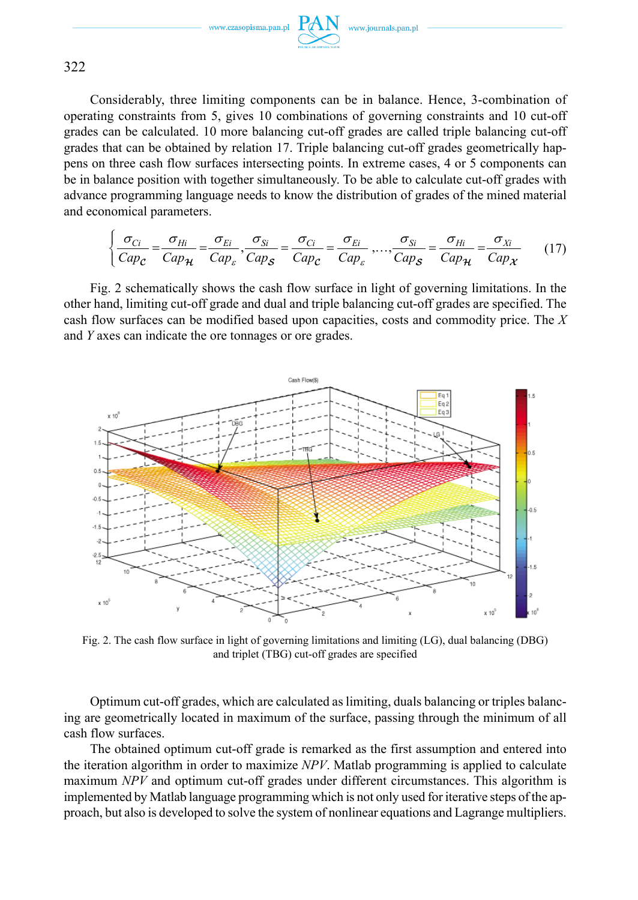Considerably, three limiting components can be in balance. Hence, 3-combination of operating constraints from 5, gives 10 combinations of governing constraints and 10 cut-off grades can be calculated. 10 more balancing cut-off grades are called triple balancing cut-off grades that can be obtained by relation 17. Triple balancing cut-off grades geometrically happens on three cash flow surfaces intersecting points. In extreme cases, 4 or 5 components can be in balance position with together simultaneously. To be able to calculate cut-off grades with advance programming language needs to know the distribution of grades of the mined material and economical parameters.

$$\left\{ \frac{\sigma_{Ci}}{Cap_{\mathcal{C}}} = \frac{\sigma_{Hi}}{Cap_{\mathcal{H}}} = \frac{\sigma_{Ei}}{Cap_{\varepsilon}}, \frac{\sigma_{Si}}{Cap_{\mathcal{S}}} = \frac{\sigma_{Ci}}{Cap_{\mathcal{C}}} = \frac{\sigma_{Ei}}{Cap_{\varepsilon}}, \ldots, \frac{\sigma_{Si}}{Cap_{\mathcal{S}}} = \frac{\sigma_{Hi}}{Cap_{\mathcal{H}}} = \frac{\sigma_{Xi}}{Cap_{\mathcal{X}}} \right. \tag{17}$$

Fig. 2 schematically shows the cash flow surface in light of governing limitations. In the other hand, limiting cut-off grade and dual and triple balancing cut-off grades are specified. The cash flow surfaces can be modified based upon capacities, costs and commodity price. The *X* and *Y* axes can indicate the ore tonnages or ore grades.

Fig. 2. The cash flow surface in light of governing limitations and limiting (LG), dual balancing (DBG) and triplet (TBG) cut-off grades are specified

Optimum cut-off grades, which are calculated as limiting, duals balancing or triples balancing are geometrically located in maximum of the surface, passing through the minimum of all cash flow surfaces.

The obtained optimum cut-off grade is remarked as the first assumption and entered into the iteration algorithm in order to maximize *NPV*. Matlab programming is applied to calculate maximum *NPV* and optimum cut-off grades under different circumstances. This algorithm is implemented by Matlab language programming which is not only used for iterative steps of the approach, but also is developed to solve the system of nonlinear equations and Lagrange multipliers.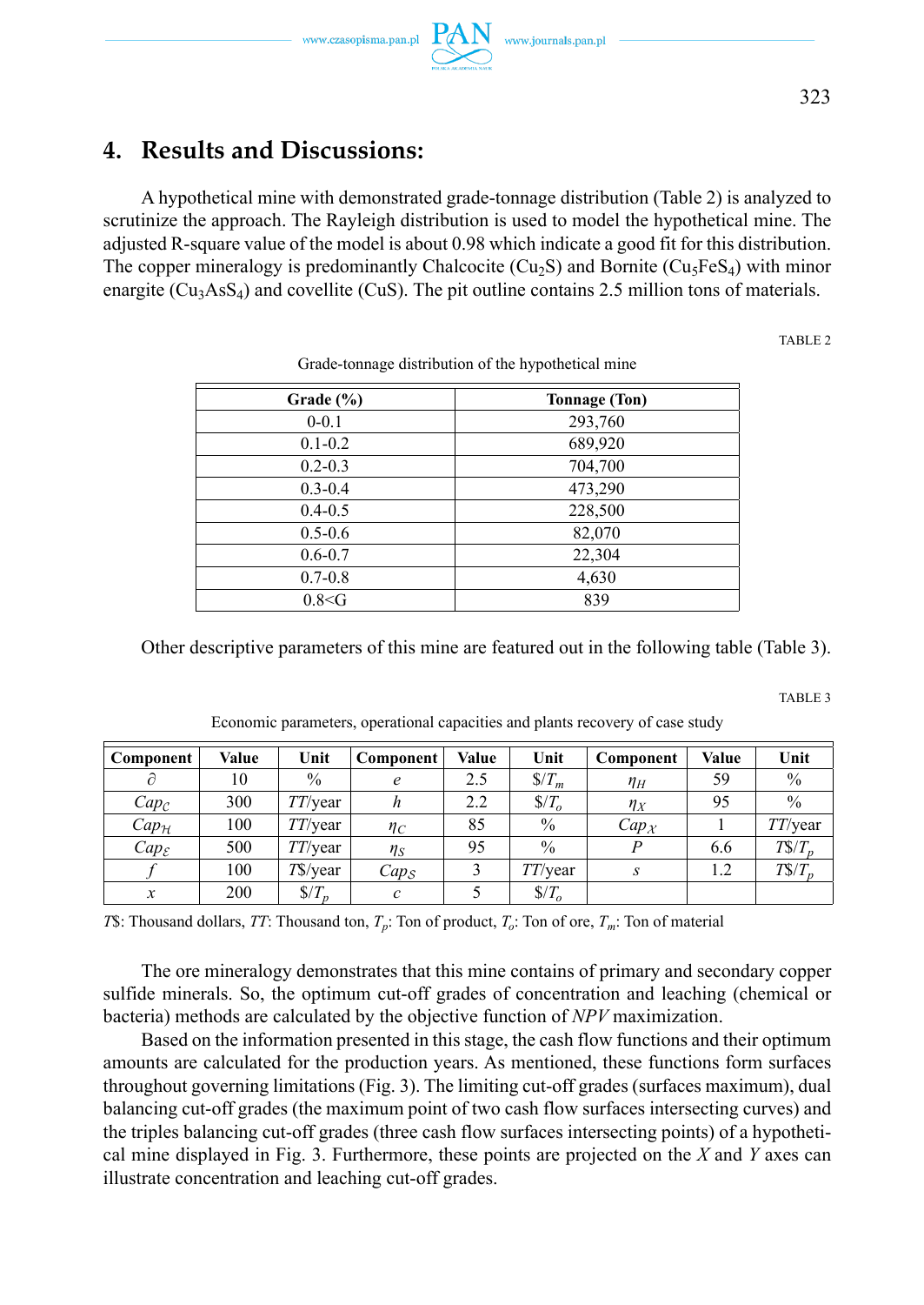## 4. Results and Discussions:

A hypothetical mine with demonstrated grade-tonnage distribution (Table 2) is analyzed to scrutinize the approach. The Rayleigh distribution is used to model the hypothetical mine. The adjusted R-square value of the model is about 0.98 which indicate a good fit for this distribution. The copper mineralogy is predominantly Chalcocite ($Cu_2S$) and Bornite ($Cu_5FeS_4$) with minor enargite ($Cu_3AsS_4$) and covellite (CuS). The pit outline contains 2.5 million tons of materials.

TABLE 2

Grade-tonnage distribution of the hypothetical mine

| Grade (%) | Tonnage (Ton) |
|---|---|
| 0-0.1 | 293,760 |
| 0.1-0.2 | 689,920 |
| 0.2-0.3 | 704,700 |
| 0.3-0.4 | 473,290 |
| 0.4-0.5 | 228,500 |
| 0.5-0.6 | 82,070 |
| 0.6-0.7 | 22,304 |
| 0.7-0.8 | 4,630 |
| 0.8<G | 839 |

Other descriptive parameters of this mine are featured out in the following table (Table 3).

TABLE 3

Economic parameters, operational capacities and plants recovery of case study

| Component | Value | Unit | Component | Value | Unit | Component | Value | Unit |
|---|---|---|---|---|---|---|---|---|
| $\partial$ | 10 | % | $e$ | 2.5 | $\$/T_m$ | $\eta_H$ | 59 | % |
| $Cap_{\mathcal{C}}$ | 300 | $TT$/year | $h$ | 2.2 | $\$/T_o$ | $\eta_X$ | 95 | % |
| $Cap_{\mathcal{H}}$ | 100 | $TT$/year | $\eta_C$ | 85 | % | $Cap_{\mathcal{X}}$ | 1 | $TT$/year |
| $Cap_{\mathcal{E}}$ | 500 | $TT$/year | $\eta_S$ | 95 | % | $P$ | 6.6 | $T\$/T_p$ |
| $f$ | 100 | $T\$$/year | $Cap_{\mathcal{S}}$ | 3 | $TT$/year | $s$ | 1.2 | $T\$/T_p$ |
| $x$ | 200 | $\$/T_p$ | $c$ | 5 | $\$/T_o$ | | | |

$T\$$: Thousand dollars, $TT$: Thousand ton, $T_p$: Ton of product, $T_o$: Ton of ore, $T_m$: Ton of material

The ore mineralogy demonstrates that this mine contains of primary and secondary copper sulfide minerals. So, the optimum cut-off grades of concentration and leaching (chemical or bacteria) methods are calculated by the objective function of *NPV* maximization.

Based on the information presented in this stage, the cash flow functions and their optimum amounts are calculated for the production years. As mentioned, these functions form surfaces throughout governing limitations (Fig. 3). The limiting cut-off grades (surfaces maximum), dual balancing cut-off grades (the maximum point of two cash flow surfaces intersecting curves) and the triples balancing cut-off grades (three cash flow surfaces intersecting points) of a hypothetical mine displayed in Fig. 3. Furthermore, these points are projected on the $X$ and $Y$ axes can illustrate concentration and leaching cut-off grades.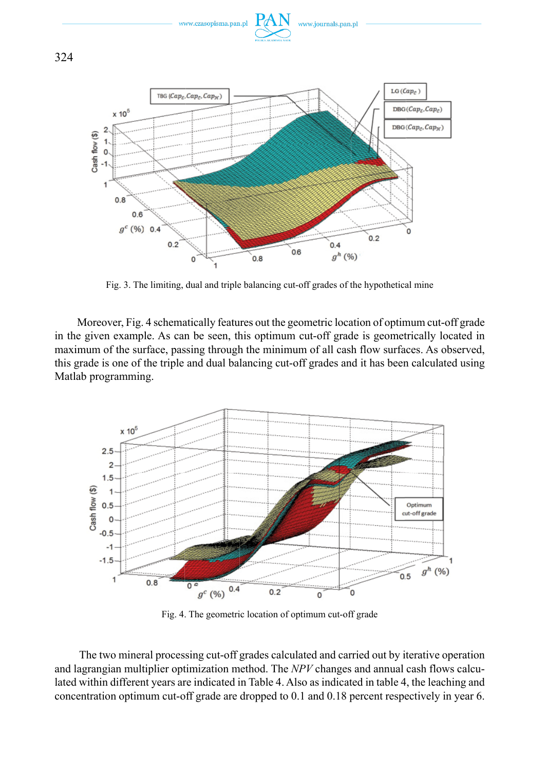Fig. 3. The limiting, dual and triple balancing cut-off grades of the hypothetical mine

Moreover, Fig. 4 schematically features out the geometric location of optimum cut-off grade in the given example. As can be seen, this optimum cut-off grade is geometrically located in maximum of the surface, passing through the minimum of all cash flow surfaces. As observed, this grade is one of the triple and dual balancing cut-off grades and it has been calculated using Matlab programming.

Fig. 4. The geometric location of optimum cut-off grade

The two mineral processing cut-off grades calculated and carried out by iterative operation and lagrangian multiplier optimization method. The *NPV* changes and annual cash flows calculated within different years are indicated in Table 4. Also as indicated in table 4, the leaching and concentration optimum cut-off grade are dropped to 0.1 and 0.18 percent respectively in year 6.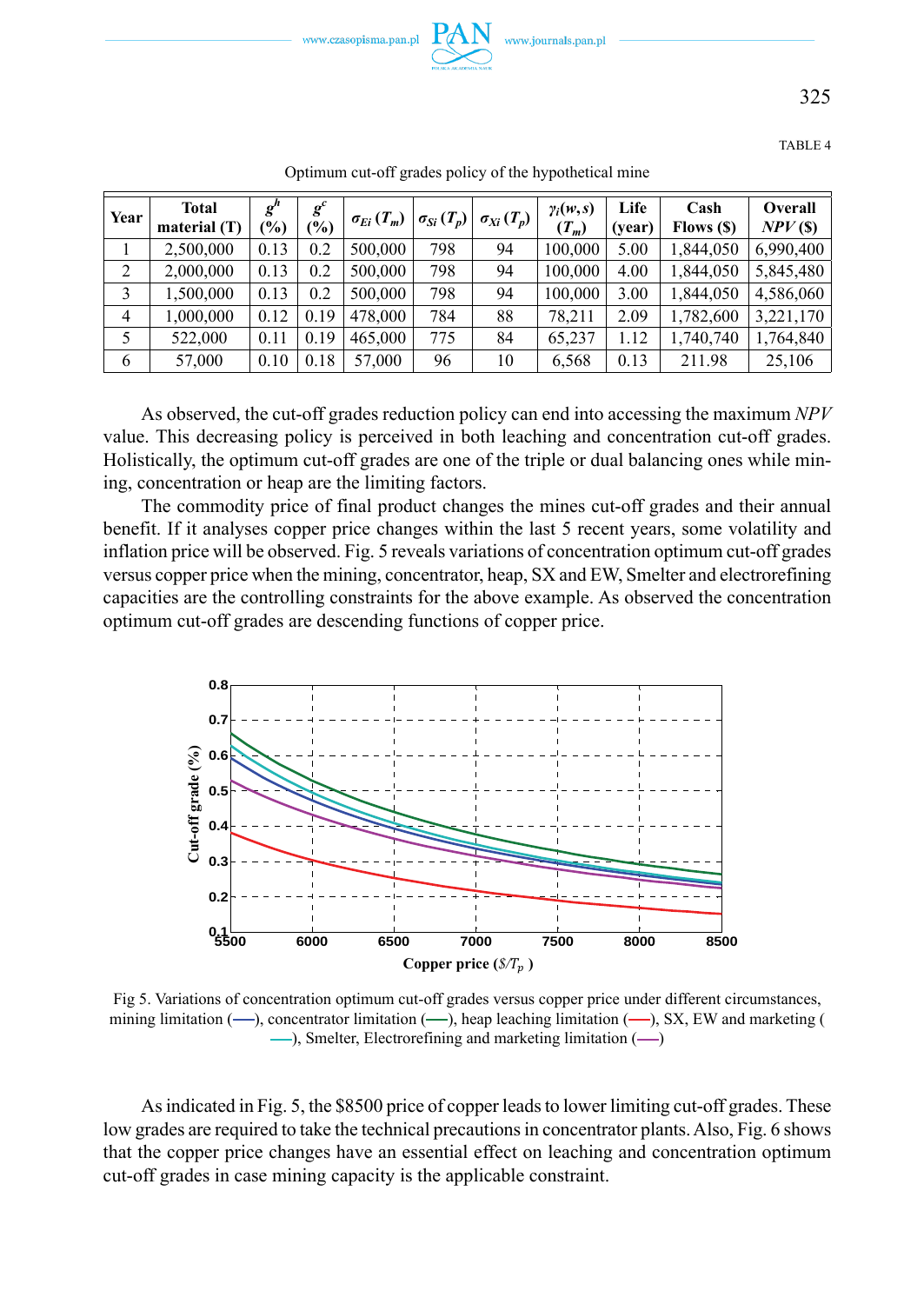TABLE 4

Optimum cut-off grades policy of the hypothetical mine

| Year | Total material (T) | $g^h$ (%) | $g^c$ (%) | $\sigma_{Ei}$ ($T_m$) | $\sigma_{Si}$ ($T_p$) | $\sigma_{Xi}$ ($T_p$) | $\gamma_i(w,s)$ ($T_m$) | Life (year) | Cash Flows ($) | Overall *NPV* ($) |
|---|---|---|---|---|---|---|---|---|---|---|
| 1 | 2,500,000 | 0.13 | 0.2 | 500,000 | 798 | 94 | 100,000 | 5.00 | 1,844,050 | 6,990,400 |
| 2 | 2,000,000 | 0.13 | 0.2 | 500,000 | 798 | 94 | 100,000 | 4.00 | 1,844,050 | 5,845,480 |
| 3 | 1,500,000 | 0.13 | 0.2 | 500,000 | 798 | 94 | 100,000 | 3.00 | 1,844,050 | 4,586,060 |
| 4 | 1,000,000 | 0.12 | 0.19 | 478,000 | 784 | 88 | 78,211 | 2.09 | 1,782,600 | 3,221,170 |
| 5 | 522,000 | 0.11 | 0.19 | 465,000 | 775 | 84 | 65,237 | 1.12 | 1,740,740 | 1,764,840 |
| 6 | 57,000 | 0.10 | 0.18 | 57,000 | 96 | 10 | 6,568 | 0.13 | 211.98 | 25,106 |

As observed, the cut-off grades reduction policy can end into accessing the maximum *NPV* value. This decreasing policy is perceived in both leaching and concentration cut-off grades. Holistically, the optimum cut-off grades are one of the triple or dual balancing ones while mining, concentration or heap are the limiting factors.

The commodity price of final product changes the mines cut-off grades and their annual benefit. If it analyses copper price changes within the last 5 recent years, some volatility and inflation price will be observed. Fig. 5 reveals variations of concentration optimum cut-off grades versus copper price when the mining, concentrator, heap, SX and EW, Smelter and electrorefining capacities are the controlling constraints for the above example. As observed the concentration optimum cut-off grades are descending functions of copper price.

Fig 5. Variations of concentration optimum cut-off grades versus copper price under different circumstances, mining limitation (—), concentrator limitation (—), heap leaching limitation (—), SX, EW and marketing (—), Smelter, Electrorefining and marketing limitation (—)

As indicated in Fig. 5, the $8500 price of copper leads to lower limiting cut-off grades. These low grades are required to take the technical precautions in concentrator plants. Also, Fig. 6 shows that the copper price changes have an essential effect on leaching and concentration optimum cut-off grades in case mining capacity is the applicable constraint.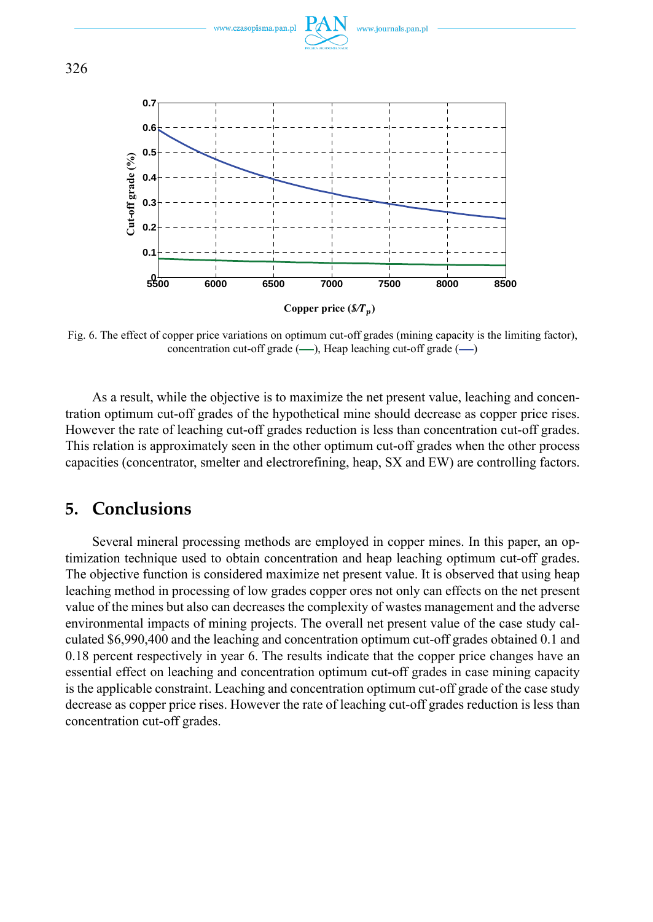Fig. 6. The effect of copper price variations on optimum cut-off grades (mining capacity is the limiting factor), concentration cut-off grade (—), Heap leaching cut-off grade (—)

As a result, while the objective is to maximize the net present value, leaching and concentration optimum cut-off grades of the hypothetical mine should decrease as copper price rises. However the rate of leaching cut-off grades reduction is less than concentration cut-off grades. This relation is approximately seen in the other optimum cut-off grades when the other process capacities (concentrator, smelter and electrorefining, heap, SX and EW) are controlling factors.

## 5. Conclusions

Several mineral processing methods are employed in copper mines. In this paper, an optimization technique used to obtain concentration and heap leaching optimum cut-off grades. The objective function is considered maximize net present value. It is observed that using heap leaching method in processing of low grades copper ores not only can effects on the net present value of the mines but also can decreases the complexity of wastes management and the adverse environmental impacts of mining projects. The overall net present value of the case study calculated $6,990,400 and the leaching and concentration optimum cut-off grades obtained 0.1 and 0.18 percent respectively in year 6. The results indicate that the copper price changes have an essential effect on leaching and concentration optimum cut-off grades in case mining capacity is the applicable constraint. Leaching and concentration optimum cut-off grade of the case study decrease as copper price rises. However the rate of leaching cut-off grades reduction is less than concentration cut-off grades.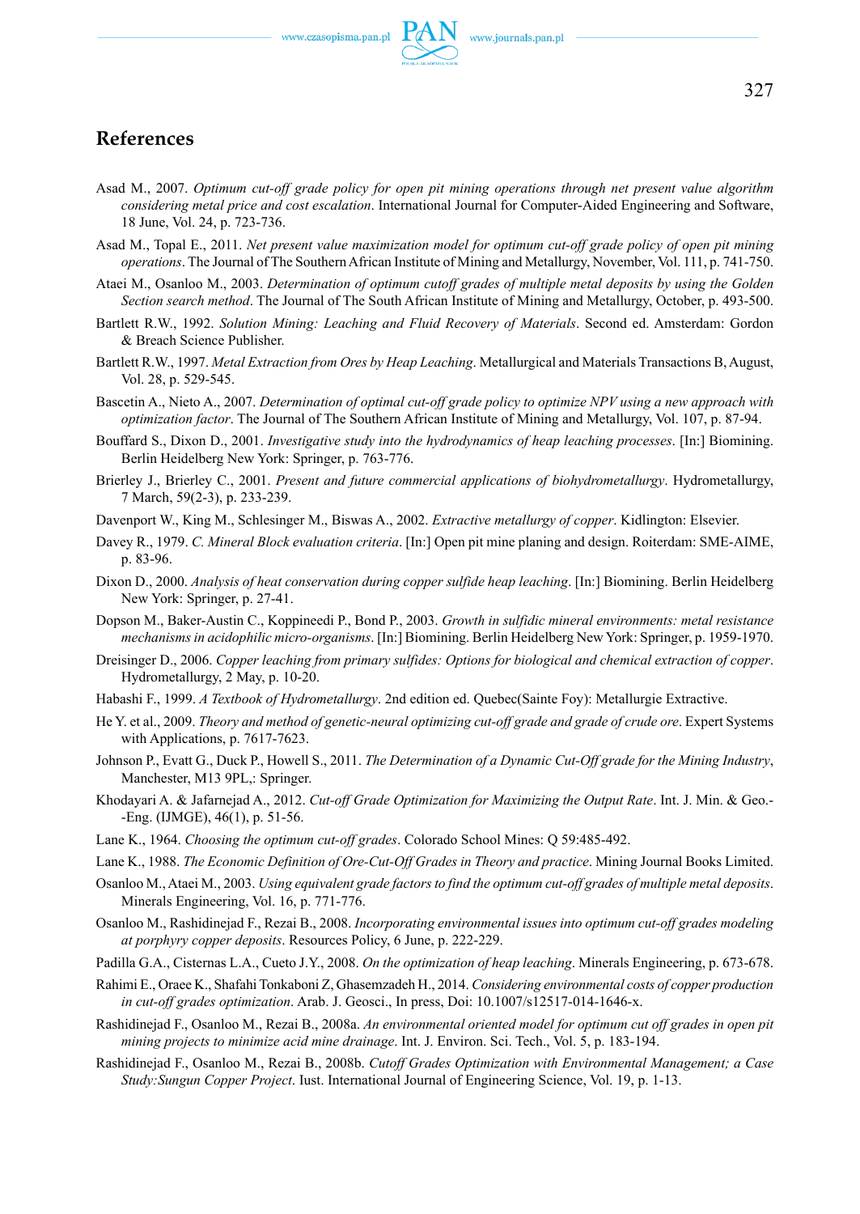## References

Asad M., 2007. *Optimum cut-off grade policy for open pit mining operations through net present value algorithm considering metal price and cost escalation*. International Journal for Computer-Aided Engineering and Software, 18 June, Vol. 24, p. 723-736.

Asad M., Topal E., 2011. *Net present value maximization model for optimum cut-off grade policy of open pit mining operations*. The Journal of The Southern African Institute of Mining and Metallurgy, November, Vol. 111, p. 741-750.

Ataei M., Osanloo M., 2003. *Determination of optimum cutoff grades of multiple metal deposits by using the Golden Section search method*. The Journal of The South African Institute of Mining and Metallurgy, October, p. 493-500.

Bartlett R.W., 1992. *Solution Mining: Leaching and Fluid Recovery of Materials*. Second ed. Amsterdam: Gordon & Breach Science Publisher.

Bartlett R.W., 1997. *Metal Extraction from Ores by Heap Leaching*. Metallurgical and Materials Transactions B, August, Vol. 28, p. 529-545.

Bascetin A., Nieto A., 2007. *Determination of optimal cut-off grade policy to optimize NPV using a new approach with optimization factor*. The Journal of The Southern African Institute of Mining and Metallurgy, Vol. 107, p. 87-94.

Bouffard S., Dixon D., 2001. *Investigative study into the hydrodynamics of heap leaching processes*. [In:] Biomining. Berlin Heidelberg New York: Springer, p. 763-776.

Brierley J., Brierley C., 2001. *Present and future commercial applications of biohydrometallurgy*. Hydrometallurgy, 7 March, 59(2-3), p. 233-239.

Davenport W., King M., Schlesinger M., Biswas A., 2002. *Extractive metallurgy of copper*. Kidlington: Elsevier.

Davey R., 1979. *C. Mineral Block evaluation criteria*. [In:] Open pit mine planing and design. Roiterdam: SME-AIME, p. 83-96.

Dixon D., 2000. *Analysis of heat conservation during copper sulfide heap leaching*. [In:] Biomining. Berlin Heidelberg New York: Springer, p. 27-41.

Dopson M., Baker-Austin C., Koppineedi P., Bond P., 2003. *Growth in sulfidic mineral environments: metal resistance mechanisms in acidophilic micro-organisms*. [In:] Biomining. Berlin Heidelberg New York: Springer, p. 1959-1970.

Dreisinger D., 2006. *Copper leaching from primary sulfides: Options for biological and chemical extraction of copper*. Hydrometallurgy, 2 May, p. 10-20.

Habashi F., 1999. *A Textbook of Hydrometallurgy*. 2nd edition ed. Quebec(Sainte Foy): Metallurgie Extractive.

He Y. et al., 2009. *Theory and method of genetic-neural optimizing cut-off grade and grade of crude ore*. Expert Systems with Applications, p. 7617-7623.

Johnson P., Evatt G., Duck P., Howell S., 2011. *The Determination of a Dynamic Cut-Off grade for the Mining Industry*, Manchester, M13 9PL,: Springer.

Khodayari A. & Jafarnejad A., 2012. *Cut-off Grade Optimization for Maximizing the Output Rate*. Int. J. Min. & Geo.--Eng. (IJMGE), 46(1), p. 51-56.

Lane K., 1964. *Choosing the optimum cut-off grades*. Colorado School Mines: Q 59:485-492.

Lane K., 1988. *The Economic Definition of Ore-Cut-Off Grades in Theory and practice*. Mining Journal Books Limited.

Osanloo M., Ataei M., 2003. *Using equivalent grade factors to find the optimum cut-off grades of multiple metal deposits*. Minerals Engineering, Vol. 16, p. 771-776.

Osanloo M., Rashidinejad F., Rezai B., 2008. *Incorporating environmental issues into optimum cut-off grades modeling at porphyry copper deposits*. Resources Policy, 6 June, p. 222-229.

Padilla G.A., Cisternas L.A., Cueto J.Y., 2008. *On the optimization of heap leaching*. Minerals Engineering, p. 673-678.

Rahimi E., Oraee K., Shafahi Tonkaboni Z, Ghasemzadeh H., 2014. *Considering environmental costs of copper production in cut-off grades optimization*. Arab. J. Geosci., In press, Doi: 10.1007/s12517-014-1646-x.

Rashidinejad F., Osanloo M., Rezai B., 2008a. *An environmental oriented model for optimum cut off grades in open pit mining projects to minimize acid mine drainage*. Int. J. Environ. Sci. Tech., Vol. 5, p. 183-194.

Rashidinejad F., Osanloo M., Rezai B., 2008b. *Cutoff Grades Optimization with Environmental Management; a Case Study:Sungun Copper Project*. Iust. International Journal of Engineering Science, Vol. 19, p. 1-13.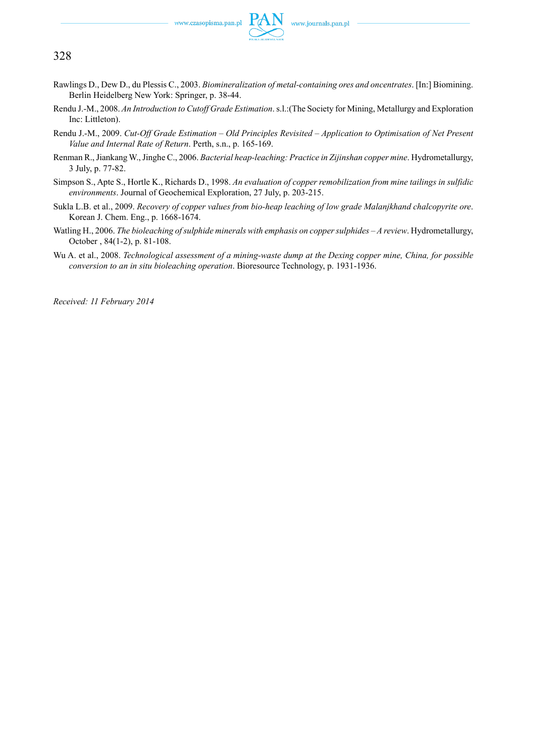Rawlings D., Dew D., du Plessis C., 2003. *Biomineralization of metal-containing ores and oncentrates*. [In:] Biomining. Berlin Heidelberg New York: Springer, p. 38-44.

Rendu J.-M., 2008. *An Introduction to Cutoff Grade Estimation*. s.l.:(The Society for Mining, Metallurgy and Exploration Inc: Littleton).

Rendu J.-M., 2009. *Cut-Off Grade Estimation – Old Principles Revisited – Application to Optimisation of Net Present Value and Internal Rate of Return*. Perth, s.n., p. 165-169.

Renman R., Jiankang W., Jinghe C., 2006. *Bacterial heap-leaching: Practice in Zijinshan copper mine*. Hydrometallurgy, 3 July, p. 77-82.

Simpson S., Apte S., Hortle K., Richards D., 1998. *An evaluation of copper remobilization from mine tailings in sulfidic environments*. Journal of Geochemical Exploration, 27 July, p. 203-215.

Sukla L.B. et al., 2009. *Recovery of copper values from bio-heap leaching of low grade Malanjkhand chalcopyrite ore*. Korean J. Chem. Eng., p. 1668-1674.

Watling H., 2006. *The bioleaching of sulphide minerals with emphasis on copper sulphides – A review*. Hydrometallurgy, October , 84(1-2), p. 81-108.

Wu A. et al., 2008. *Technological assessment of a mining-waste dump at the Dexing copper mine, China, for possible conversion to an in situ bioleaching operation*. Bioresource Technology, p. 1931-1936.

*Received: 11 February 2014*